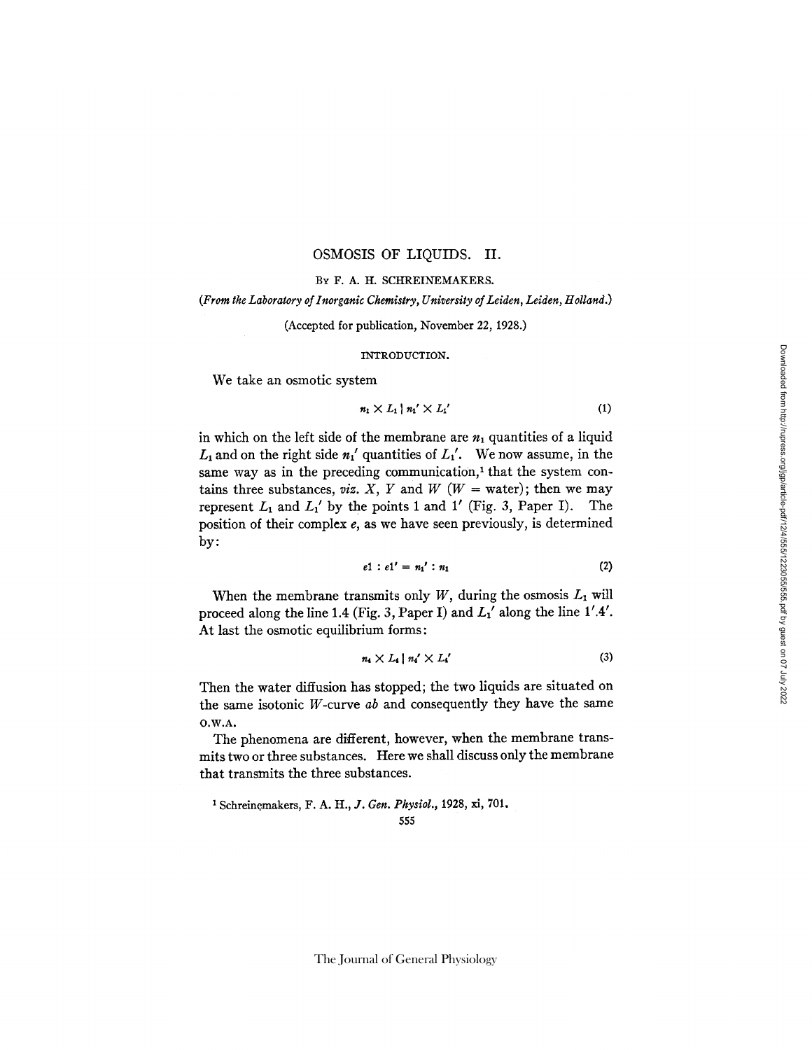# OSMOSIS OF LIQUIDS. II.

BY F. A. H. SCHREINEMAKERS.

(*From the Laboratory of Inorganic Chemistry, University of Leiden, Leiden, Holland.*)

(Accepted for publication, November 22, 1928.)

## INTRODUCTION.

We take an osmotic system

$$n_1 \times L_1 \mid n_1' \times L_1' \tag{1}$$

in which on the left side of the membrane are $n_1$ quantities of a liquid $L_1$ and on the right side $n_1'$ quantities of $L_1'$. We now assume, in the same way as in the preceding communication,[1] that the system contains three substances, *viz.* $X$, $Y$ and $W$ ($W$ = water); then we may represent $L_1$ and $L_1'$ by the points 1 and 1' (Fig. 3, Paper I). The position of their complex $e$, as we have seen previously, is determined by:

$$e1 : e1' = n_1' : n_1 \tag{2}$$

When the membrane transmits only $W$, during the osmosis $L_1$ will proceed along the line 1.4 (Fig. 3, Paper I) and $L_1'$ along the line 1'.4'. At last the osmotic equilibrium forms:

$$n_4 \times L_4 \mid n_4' \times L_4' \tag{3}$$

Then the water diffusion has stopped; the two liquids are situated on the same isotonic $W$-curve $ab$ and consequently they have the same O.W.A.

The phenomena are different, however, when the membrane transmits two or three substances. Here we shall discuss only the membrane that transmits the three substances.

[1] Schreinemakers, F. A. H., *J. Gen. Physiol.*, 1928, xi, 701.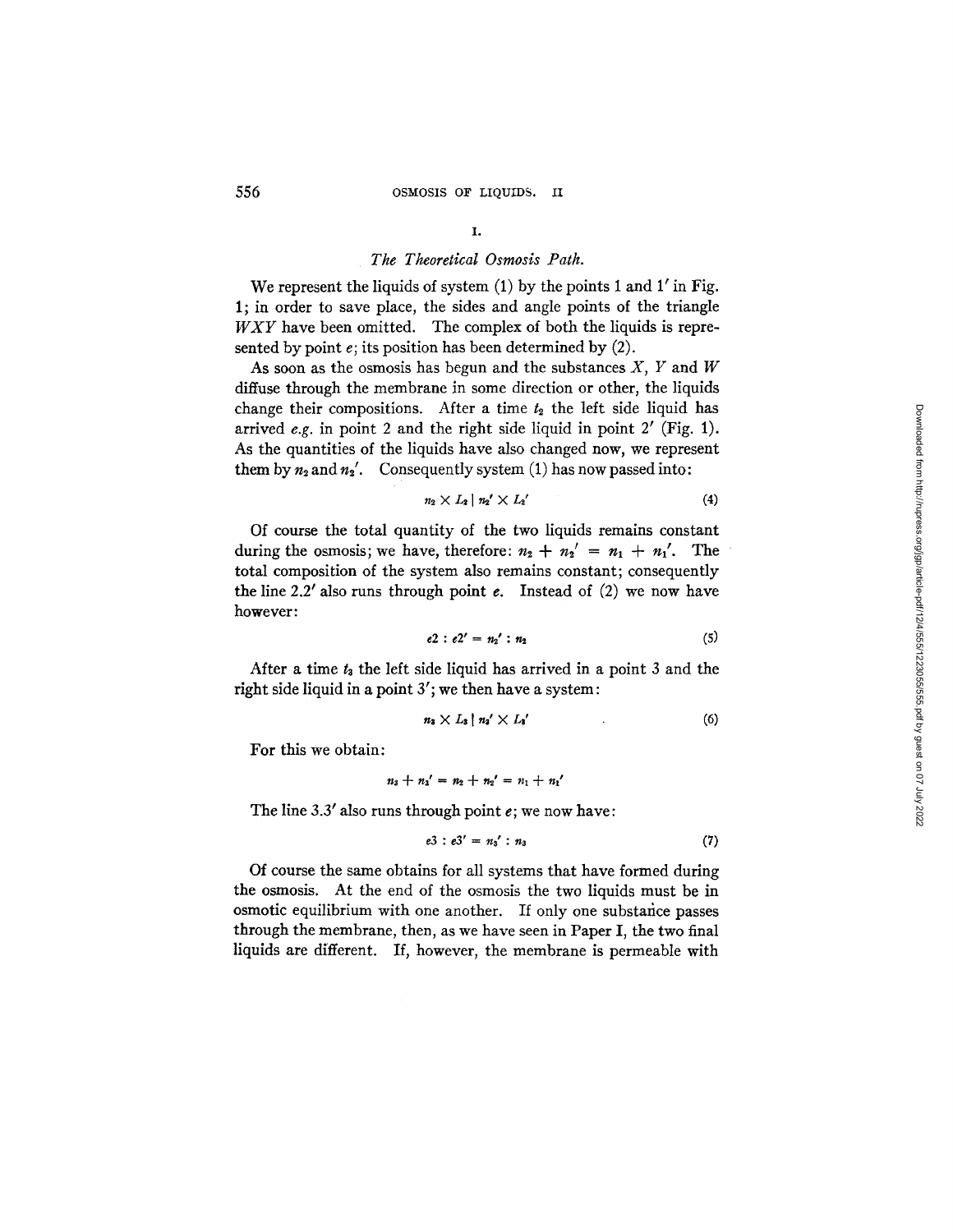## I.

### *The Theoretical Osmosis Path.*

We represent the liquids of system (1) by the points 1 and 1′ in Fig. 1; in order to save place, the sides and angle points of the triangle $WXY$ have been omitted. The complex of both the liquids is represented by point $e$; its position has been determined by (2).

As soon as the osmosis has begun and the substances $X$, $Y$ and $W$ diffuse through the membrane in some direction or other, the liquids change their compositions. After a time $t_2$ the left side liquid has arrived *e.g.* in point 2 and the right side liquid in point 2′ (Fig. 1). As the quantities of the liquids have also changed now, we represent them by $n_2$ and $n_2'$. Consequently system (1) has now passed into:

$$n_2 \times L_2 \mid n_2' \times L_2' \tag{4}$$

Of course the total quantity of the two liquids remains constant during the osmosis; we have, therefore: $n_2 + n_2' = n_1 + n_1'$. The total composition of the system also remains constant; consequently the line 2.2′ also runs through point $e$. Instead of (2) we now have however:

$$e2 : e2' = n_2' : n_2 \tag{5}$$

After a time $t_3$ the left side liquid has arrived in a point 3 and the right side liquid in a point 3′; we then have a system:

$$n_3 \times L_3 \mid n_3' \times L_3' \tag{6}$$

For this we obtain:

$$n_3 + n_3' = n_2 + n_2' = n_1 + n_1'$$

The line 3.3′ also runs through point $e$; we now have:

$$e3 : e3' = n_3' : n_3 \tag{7}$$

Of course the same obtains for all systems that have formed during the osmosis. At the end of the osmosis the two liquids must be in osmotic equilibrium with one another. If only one substance passes through the membrane, then, as we have seen in Paper I, the two final liquids are different. If, however, the membrane is permeable with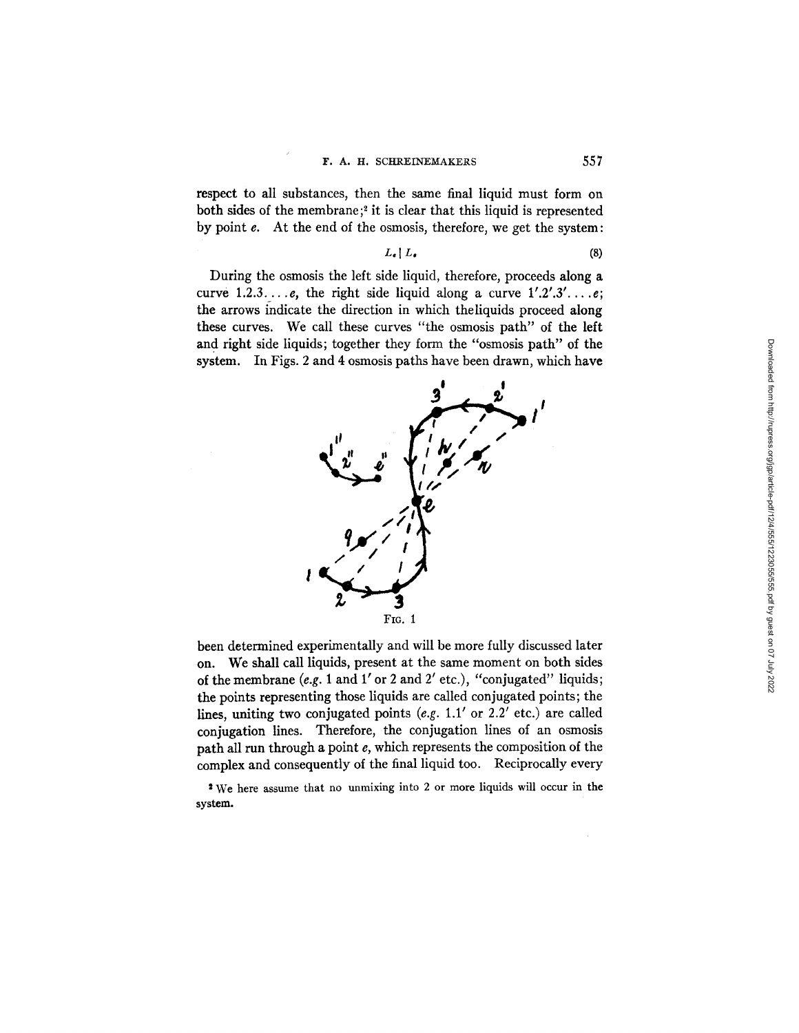respect to all substances, then the same final liquid must form on both sides of the membrane;[2] it is clear that this liquid is represented by point $e$. At the end of the osmosis, therefore, we get the system:

$$L_e \mid L_e \tag{8}$$

During the osmosis the left side liquid, therefore, proceeds along a curve $1.2.3.\ldots.e$, the right side liquid along a curve $1'.2'.3'.\ldots.e$; the arrows indicate the direction in which theliquids proceed along these curves. We call these curves "the osmosis path" of the left and right side liquids; together they form the "osmosis path" of the system. In Figs. 2 and 4 osmosis paths have been drawn, which have been determined experimentally and will be more fully discussed later on. We shall call liquids, present at the same moment on both sides of the membrane (*e.g.* 1 and 1′ or 2 and 2′ etc.), "conjugated" liquids; the points representing those liquids are called conjugated points; the lines, uniting two conjugated points (*e.g.* 1.1′ or 2.2′ etc.) are called conjugation lines. Therefore, the conjugation lines of an osmosis path all run through a point $e$, which represents the composition of the complex and consequently of the final liquid too. Reciprocally every

FIG. 1

[2] We here assume that no unmixing into 2 or more liquids will occur in the system.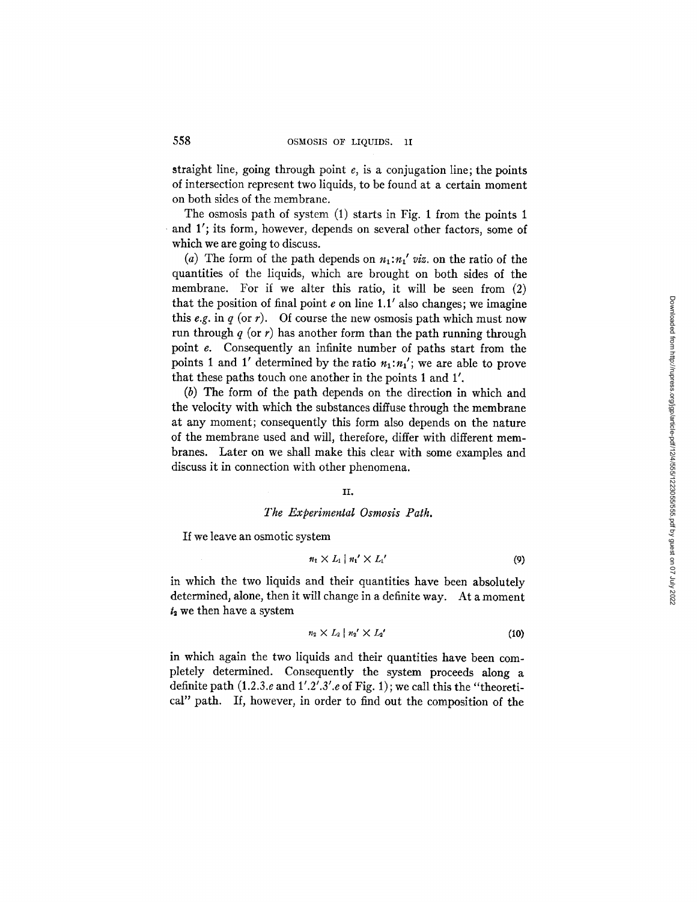straight line, going through point $e$, is a conjugation line; the points of intersection represent two liquids, to be found at a certain moment on both sides of the membrane.

The osmosis path of system (1) starts in Fig. 1 from the points 1 and 1′; its form, however, depends on several other factors, some of which we are going to discuss.

(*a*) The form of the path depends on $n_1 : n_1'$ *viz.* on the ratio of the quantities of the liquids, which are brought on both sides of the membrane. For if we alter this ratio, it will be seen from (2) that the position of final point $e$ on line 1.1′ also changes; we imagine this *e.g.* in $q$ (or $r$). Of course the new osmosis path which must now run through $q$ (or $r$) has another form than the path running through point $e$. Consequently an infinite number of paths start from the points 1 and 1′ determined by the ratio $n_1 : n_1'$; we are able to prove that these paths touch one another in the points 1 and 1′.

(*b*) The form of the path depends on the direction in which and the velocity with which the substances diffuse through the membrane at any moment; consequently this form also depends on the nature of the membrane used and will, therefore, differ with different membranes. Later on we shall make this clear with some examples and discuss it in connection with other phenomena.

## II.

### *The Experimental Osmosis Path.*

If we leave an osmotic system

$$n_1 \times L_1 \mid n_1' \times L_1' \tag{9}$$

in which the two liquids and their quantities have been absolutely determined, alone, then it will change in a definite way. At a moment $t_2$ we then have a system

$$n_2 \times L_2 \mid n_2' \times L_2' \tag{10}$$

in which again the two liquids and their quantities have been completely determined. Consequently the system proceeds along a definite path (1.2.3.$e$ and 1′.2′.3′.$e$ of Fig. 1); we call this the "theoretical" path. If, however, in order to find out the composition of the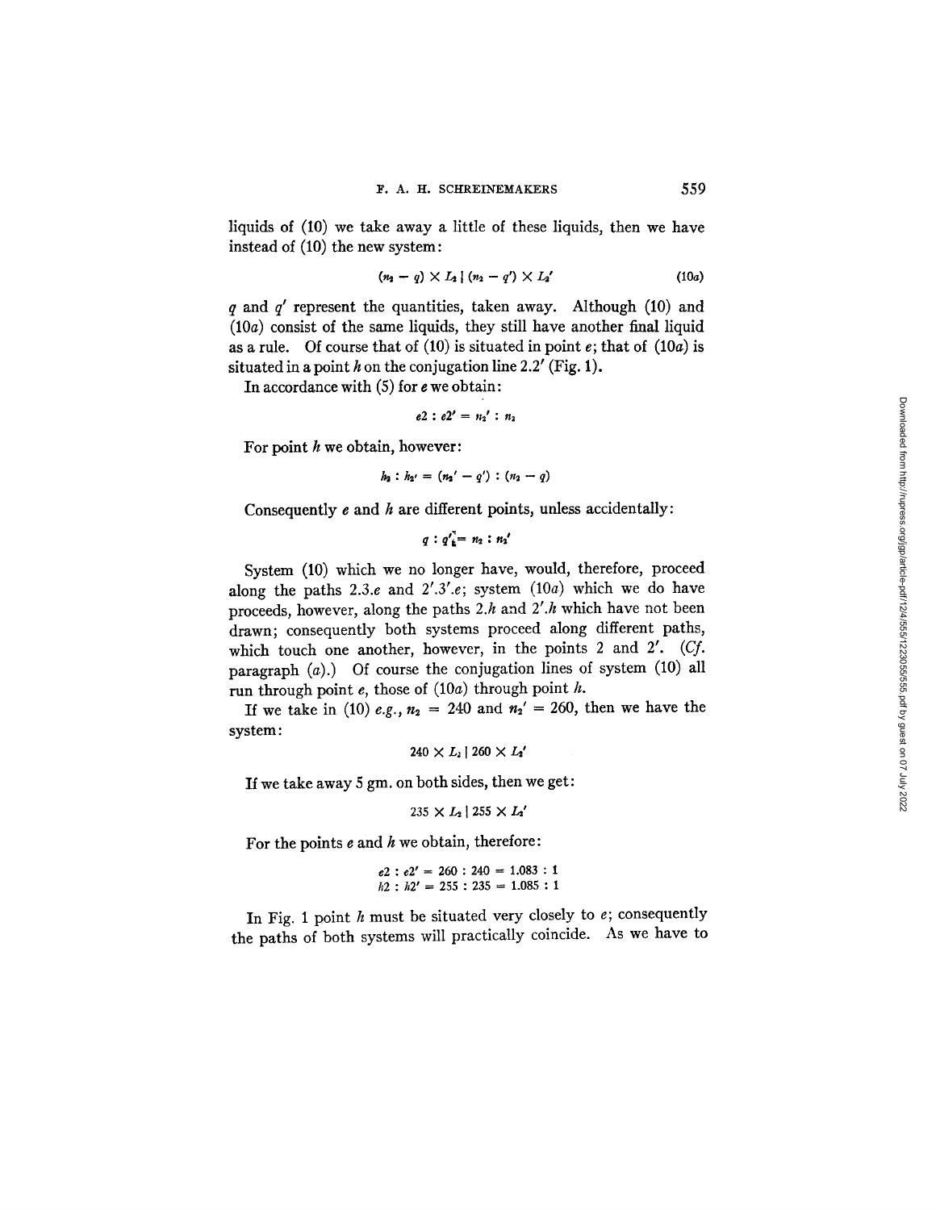liquids of (10) we take away a little of these liquids, then we have instead of (10) the new system:

$$(n_2 - q) \times L_2 \mid (n_2 - q') \times L_2' \tag{10a}$$

$q$ and $q'$ represent the quantities, taken away. Although (10) and (10*a*) consist of the same liquids, they still have another final liquid as a rule. Of course that of (10) is situated in point $e$; that of (10*a*) is situated in a point $h$ on the conjugation line $2.2'$ (Fig. 1).

In accordance with (5) for $e$ we obtain:

$$e2 : e2' = n_2' : n_2$$

For point $h$ we obtain, however:

$$h_2 : h_{2'} = (n_2' - q') : (n_2 - q)$$

Consequently $e$ and $h$ are different points, unless accidentally:

$$q : q' = n_2 : n_2'$$

System (10) which we no longer have, would, therefore, proceed along the paths $2.3.e$ and $2'.3'.e$; system (10*a*) which we do have proceeds, however, along the paths $2.h$ and $2'.h$ which have not been drawn; consequently both systems proceed along different paths, which touch one another, however, in the points 2 and $2'$. (*Cf.* paragraph (*a*).) Of course the conjugation lines of system (10) all run through point $e$, those of (10*a*) through point $h$.

If we take in (10) *e.g.*, $n_2 = 240$ and $n_2' = 260$, then we have the system:

$$240 \times L_2 \mid 260 \times L_2'$$

If we take away 5 gm. on both sides, then we get:

$$235 \times L_2 \mid 255 \times L_2'$$

For the points $e$ and $h$ we obtain, therefore:

$$e2 : e2' = 260 : 240 = 1.083 : 1$$
$$h2 : h2' = 255 : 235 = 1.085 : 1$$

In Fig. 1 point $h$ must be situated very closely to $e$; consequently the paths of both systems will practically coincide. As we have to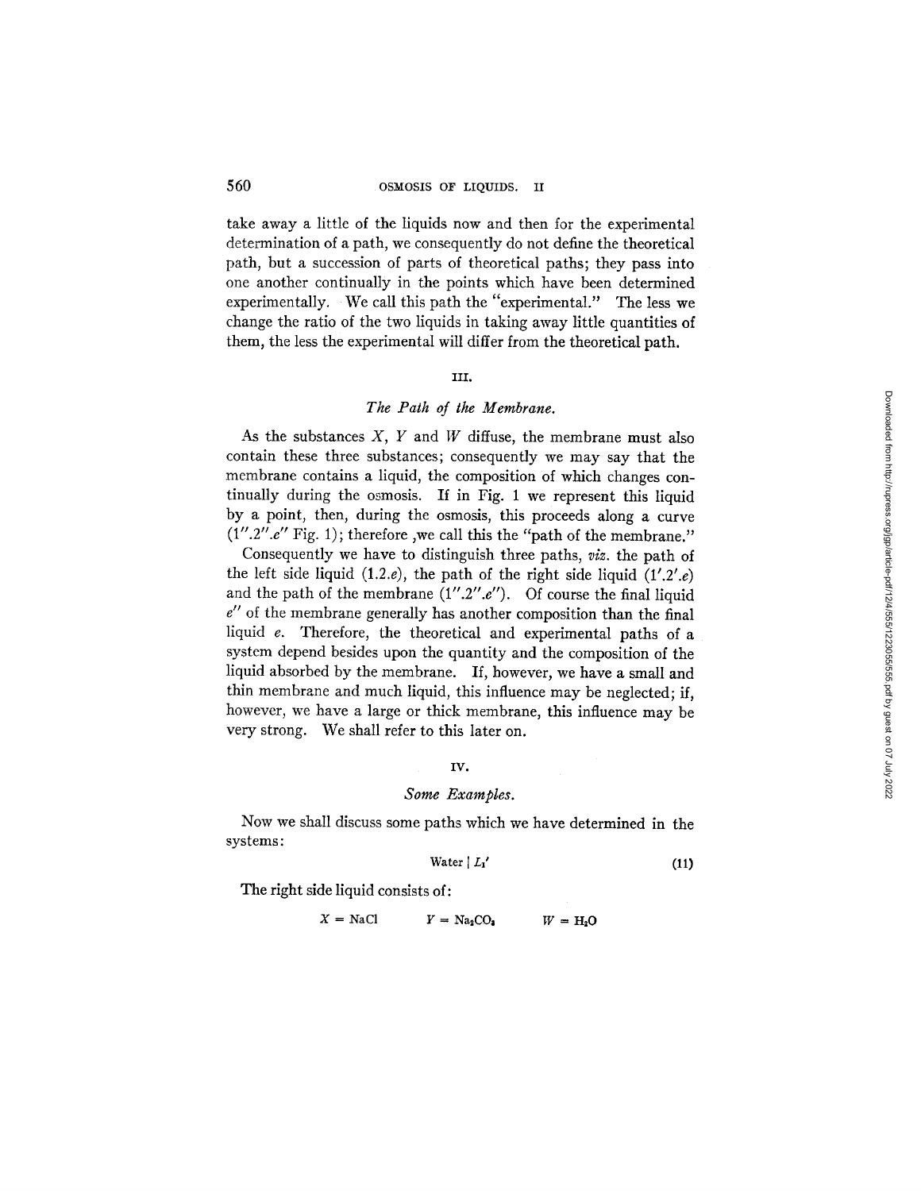take away a little of the liquids now and then for the experimental determination of a path, we consequently do not define the theoretical path, but a succession of parts of theoretical paths; they pass into one another continually in the points which have been determined experimentally. We call this path the "experimental." The less we change the ratio of the two liquids in taking away little quantities of them, the less the experimental will differ from the theoretical path.

## III.

### *The Path of the Membrane.*

As the substances $X$, $Y$ and $W$ diffuse, the membrane must also contain these three substances; consequently we may say that the membrane contains a liquid, the composition of which changes continually during the osmosis. If in Fig. 1 we represent this liquid by a point, then, during the osmosis, this proceeds along a curve ($1''.2''.e''$ Fig. 1); therefore ,we call this the "path of the membrane."

Consequently we have to distinguish three paths, *viz.* the path of the left side liquid ($1.2.e$), the path of the right side liquid ($1'.2'.e$) and the path of the membrane ($1''.2''.e''$). Of course the final liquid $e''$ of the membrane generally has another composition than the final liquid $e$. Therefore, the theoretical and experimental paths of a system depend besides upon the quantity and the composition of the liquid absorbed by the membrane. If, however, we have a small and thin membrane and much liquid, this influence may be neglected; if, however, we have a large or thick membrane, this influence may be very strong. We shall refer to this later on.

## IV.

### *Some Examples.*

Now we shall discuss some paths which we have determined in the systems:

$$\text{Water} \mid L_1' \tag{11}$$

The right side liquid consists of:

$$X = NaCl \qquad Y = Na_2CO_3 \qquad W = H_2O$$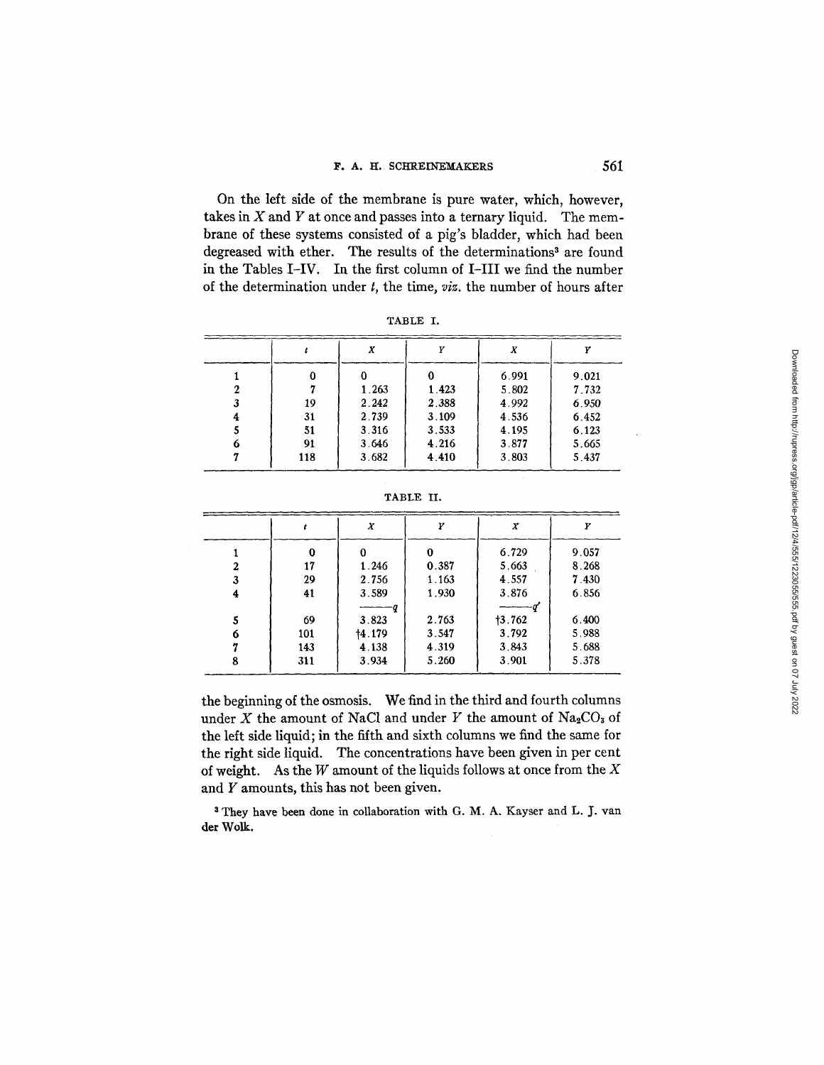On the left side of the membrane is pure water, which, however, takes in $X$ and $Y$ at once and passes into a ternary liquid. The membrane of these systems consisted of a pig's bladder, which had been degreased with ether. The results of the determinations[3] are found in the Tables I–IV. In the first column of I–III we find the number of the determination under $t$, the time, *viz.* the number of hours after the beginning of the osmosis. We find in the third and fourth columns under $X$ the amount of NaCl and under $Y$ the amount of $Na_2CO_3$ of the left side liquid; in the fifth and sixth columns we find the same for the right side liquid. The concentrations have been given in per cent of weight. As the $W$ amount of the liquids follows at once from the $X$ and $Y$ amounts, this has not been given.

TABLE I.

| | $t$ | $X$ | $Y$ | $X$ | $Y$ |
|---|---|---|---|---|---|
| 1 | 0 | 0 | 0 | 6.991 | 9.021 |
| 2 | 7 | 1.263 | 1.423 | 5.802 | 7.732 |
| 3 | 19 | 2.242 | 2.388 | 4.992 | 6.950 |
| 4 | 31 | 2.739 | 3.109 | 4.536 | 6.452 |
| 5 | 51 | 3.316 | 3.533 | 4.195 | 6.123 |
| 6 | 91 | 3.646 | 4.216 | 3.877 | 5.665 |
| 7 | 118 | 3.682 | 4.410 | 3.803 | 5.437 |

TABLE II.

| | $t$ | $X$ | $Y$ | $X$ | $Y$ |
|---|---|---|---|---|---|
| 1 | 0 | 0 | 0 | 6.729 | 9.057 |
| 2 | 17 | 1.246 | 0.387 | 5.663 | 8.268 |
| 3 | 29 | 2.756 | 1.163 | 4.557 | 7.430 |
| 4 | 41 | 3.589 | 1.930 | 3.876 | 6.856 |
| | | ——— $q$ | | ——— $q'$ | |
| 5 | 69 | 3.823 | 2.763 | †3.762 | 6.400 |
| 6 | 101 | †4.179 | 3.547 | 3.792 | 5.988 |
| 7 | 143 | 4.138 | 4.319 | 3.843 | 5.688 |
| 8 | 311 | 3.934 | 5.260 | 3.901 | 5.378 |

[3] They have been done in collaboration with G. M. A. Kayser and L. J. van der Wolk.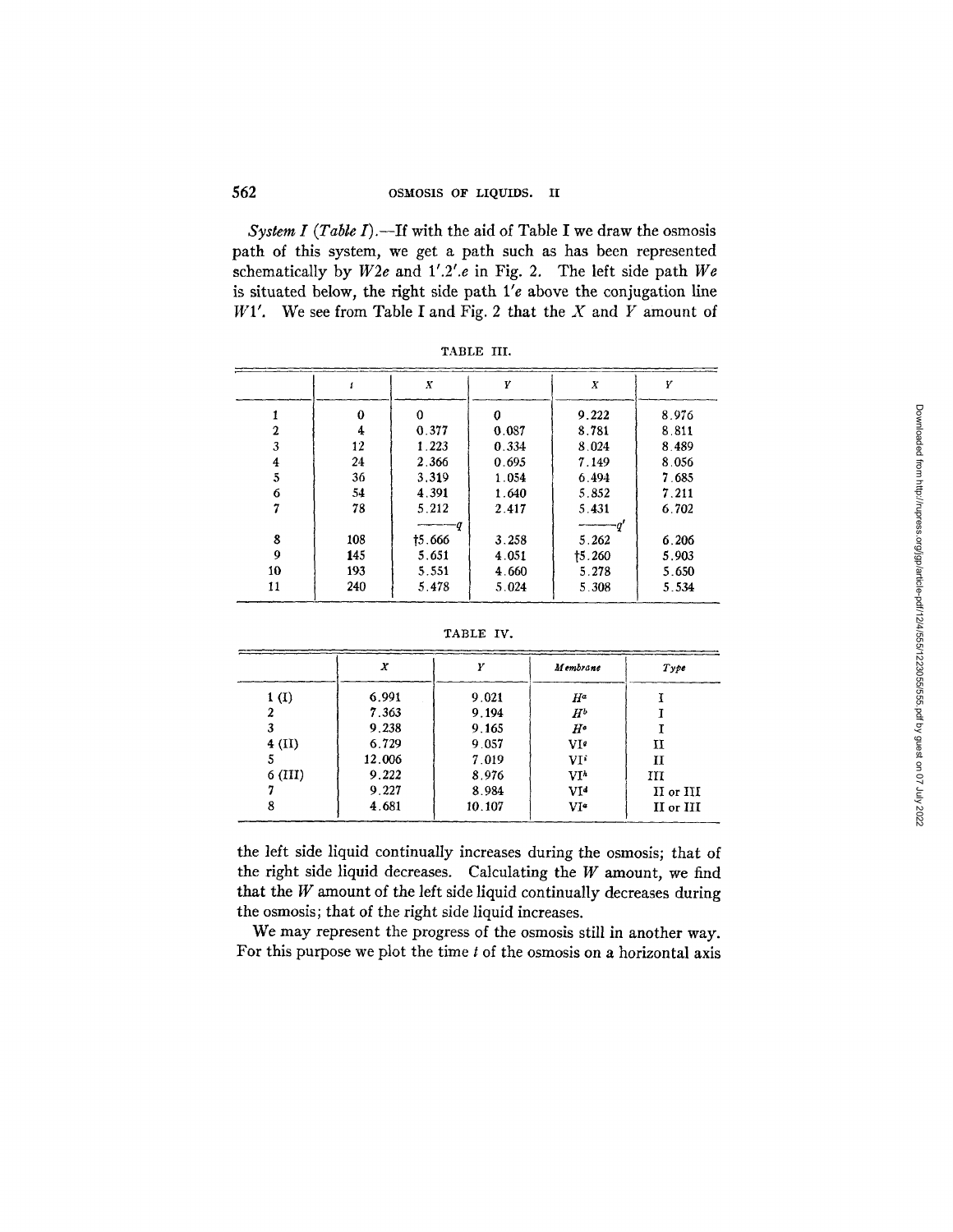*System I (Table I)*.—If with the aid of Table I we draw the osmosis path of this system, we get a path such as has been represented schematically by $W2e$ and $1'.2'.e$ in Fig. 2. The left side path $We$ is situated below, the right side path $1'e$ above the conjugation line $W1'$. We see from Table I and Fig. 2 that the $X$ and $Y$ amount of

TABLE III.

| | $t$ | $X$ | $Y$ | $X$ | $Y$ |
|---|---|---|---|---|---|
| 1 | 0 | 0 | 0 | 9.222 | 8.976 |
| 2 | 4 | 0.377 | 0.087 | 8.781 | 8.811 |
| 3 | 12 | 1.223 | 0.334 | 8.024 | 8.489 |
| 4 | 24 | 2.366 | 0.695 | 7.149 | 8.056 |
| 5 | 36 | 3.319 | 1.054 | 6.494 | 7.685 |
| 6 | 54 | 4.391 | 1.640 | 5.852 | 7.211 |
| 7 | 78 | 5.212 | 2.417 | 5.431 | 6.702 |
| | | ——— $q$ | | ——— $q'$ | |
| 8 | 108 | †5.666 | 3.258 | 5.262 | 6.206 |
| 9 | 145 | 5.651 | 4.051 | †5.260 | 5.903 |
| 10 | 193 | 5.551 | 4.660 | 5.278 | 5.650 |
| 11 | 240 | 5.478 | 5.024 | 5.308 | 5.534 |

TABLE IV.

| | $X$ | $Y$ | *Membrane* | *Type* |
|---|---|---|---|---|
| 1 (I) | 6.991 | 9.021 | $H^a$ | I |
| 2 | 7.363 | 9.194 | $H^b$ | I |
| 3 | 9.238 | 9.165 | $H^c$ | I |
| 4 (II) | 6.729 | 9.057 | $VI^g$ | II |
| 5 | 12.006 | 7.019 | $VI^i$ | II |
| 6 (III) | 9.222 | 8.976 | $VI^h$ | III |
| 7 | 9.227 | 8.984 | $VI^d$ | II or III |
| 8 | 4.681 | 10.107 | $VI^e$ | II or III |

the left side liquid continually increases during the osmosis; that of the right side liquid decreases. Calculating the $W$ amount, we find that the $W$ amount of the left side liquid continually decreases during the osmosis; that of the right side liquid increases.

We may represent the progress of the osmosis still in another way. For this purpose we plot the time $t$ of the osmosis on a horizontal axis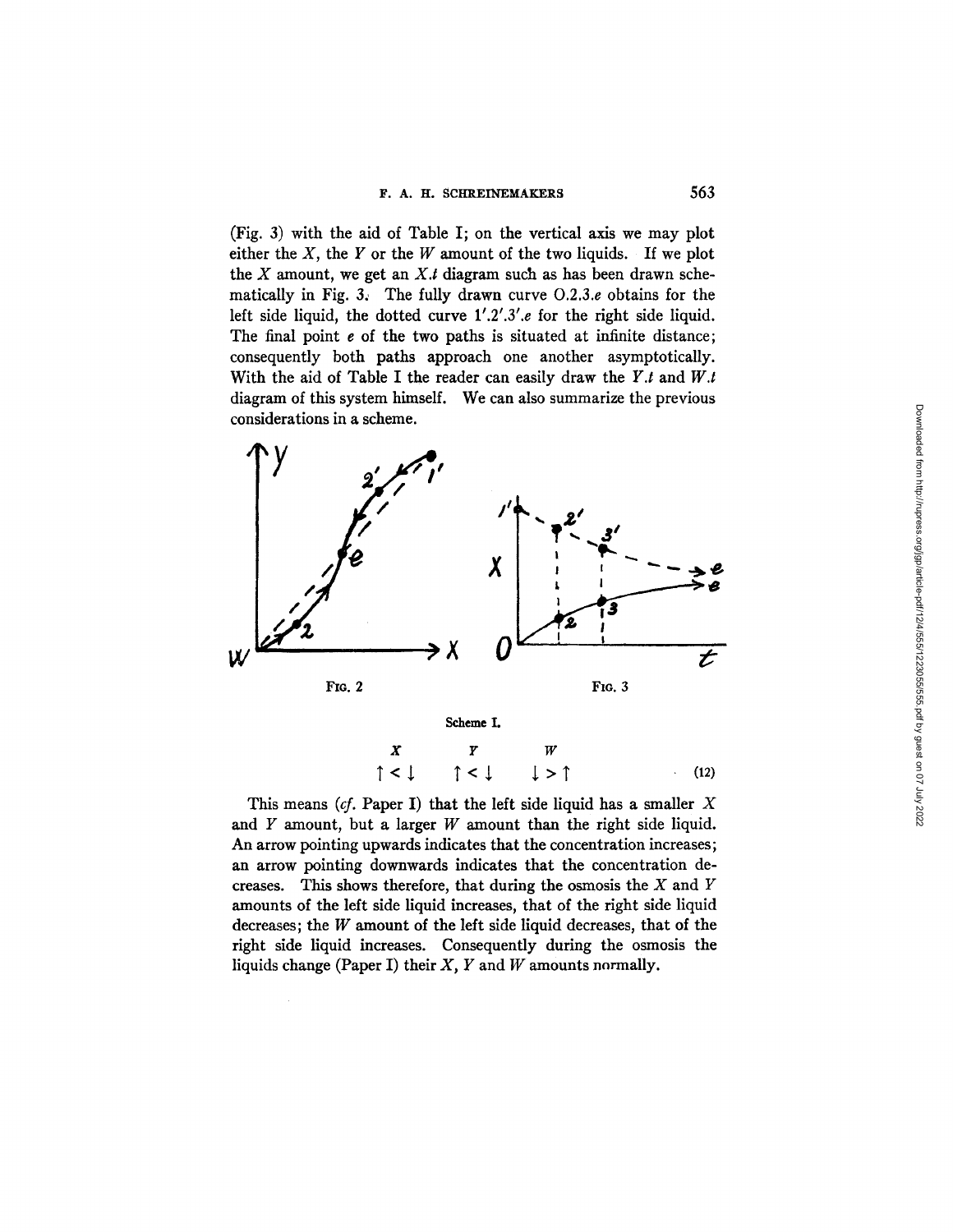(Fig. 3) with the aid of Table I; on the vertical axis we may plot either the $X$, the $Y$ or the $W$ amount of the two liquids. If we plot the $X$ amount, we get an $X.t$ diagram such as has been drawn schematically in Fig. 3. The fully drawn curve O.2.3.$e$ obtains for the left side liquid, the dotted curve 1′.2′.3′.$e$ for the right side liquid. The final point $e$ of the two paths is situated at infinite distance; consequently both paths approach one another asymptotically. With the aid of Table I the reader can easily draw the $Y.t$ and $W.t$ diagram of this system himself. We can also summarize the previous considerations in a scheme.

FIG. 2

FIG. 3

Scheme I.

$$X \qquad Y \qquad W$$
$$\uparrow < \downarrow \qquad \uparrow < \downarrow \qquad \downarrow > \uparrow \tag{12}$$

This means (*cf.* Paper I) that the left side liquid has a smaller $X$ and $Y$ amount, but a larger $W$ amount than the right side liquid. An arrow pointing upwards indicates that the concentration increases; an arrow pointing downwards indicates that the concentration decreases. This shows therefore, that during the osmosis the $X$ and $Y$ amounts of the left side liquid increases, that of the right side liquid decreases; the $W$ amount of the left side liquid decreases, that of the right side liquid increases. Consequently during the osmosis the liquids change (Paper I) their $X$, $Y$ and $W$ amounts normally.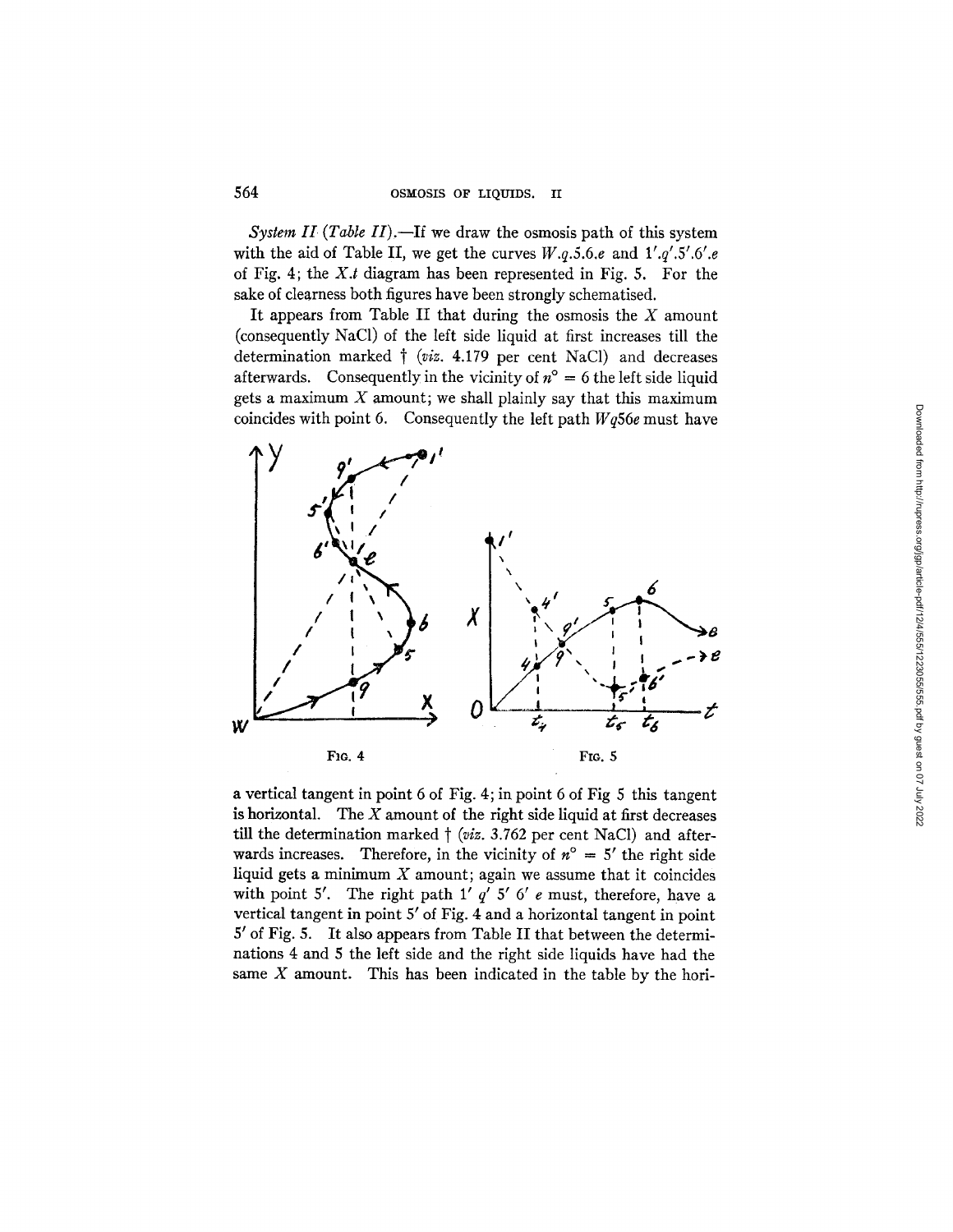*System II (Table II).*—If we draw the osmosis path of this system with the aid of Table II, we get the curves $W.q.5.6.e$ and $1'.q'.5'.6'.e$ of Fig. 4; the $X.t$ diagram has been represented in Fig. 5. For the sake of clearness both figures have been strongly schematised.

It appears from Table II that during the osmosis the $X$ amount (consequently NaCl) of the left side liquid at first increases till the determination marked † (*viz.* 4.179 per cent NaCl) and decreases afterwards. Consequently in the vicinity of $n^\circ = 6$ the left side liquid gets a maximum $X$ amount; we shall plainly say that this maximum coincides with point 6. Consequently the left path $Wq56e$ must have

FIG. 4

FIG. 5

a vertical tangent in point 6 of Fig. 4; in point 6 of Fig 5 this tangent is horizontal. The $X$ amount of the right side liquid at first decreases till the determination marked † (*viz.* 3.762 per cent NaCl) and afterwards increases. Therefore, in the vicinity of $n^\circ = 5'$ the right side liquid gets a minimum $X$ amount; again we assume that it coincides with point 5'. The right path $1'\ q'\ 5'\ 6'\ e$ must, therefore, have a vertical tangent in point 5' of Fig. 4 and a horizontal tangent in point 5' of Fig. 5. It also appears from Table II that between the determinations 4 and 5 the left side and the right side liquids have had the same $X$ amount. This has been indicated in the table by the hori-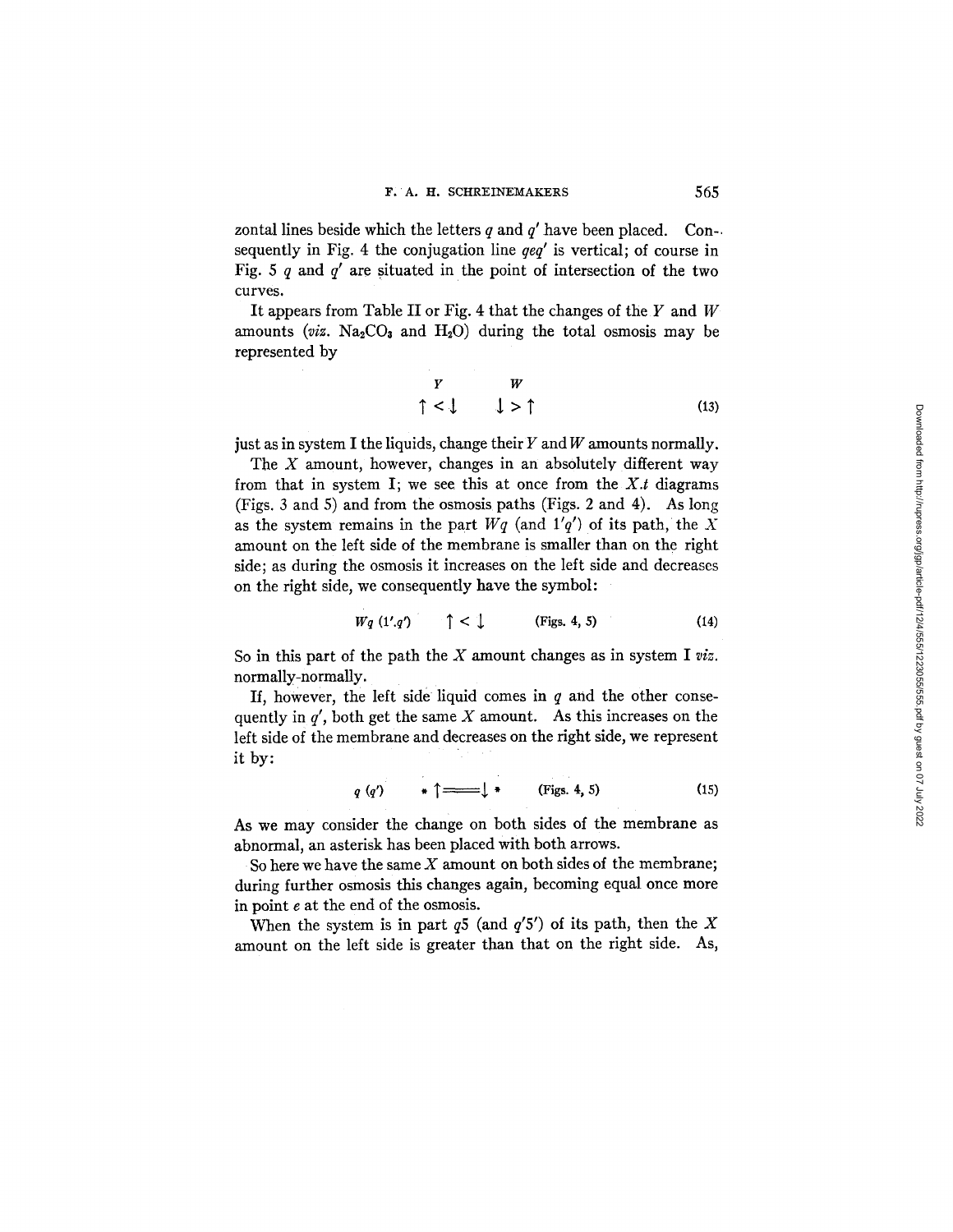zontal lines beside which the letters $q$ and $q'$ have been placed. Consequently in Fig. 4 the conjugation line $qeq'$ is vertical; of course in Fig. 5 $q$ and $q'$ are situated in the point of intersection of the two curves.

It appears from Table II or Fig. 4 that the changes of the $Y$ and $W$ amounts (*viz.* $Na_2CO_3$ and $H_2O$) during the total osmosis may be represented by

$$\begin{matrix} Y & & W \\ \uparrow < \downarrow & & \downarrow > \uparrow \end{matrix} \tag{13}$$

just as in system I the liquids, change their $Y$ and $W$ amounts normally.

The $X$ amount, however, changes in an absolutely different way from that in system I; we see this at once from the $X.t$ diagrams (Figs. 3 and 5) and from the osmosis paths (Figs. 2 and 4). As long as the system remains in the part $Wq$ (and $1'q'$) of its path, the $X$ amount on the left side of the membrane is smaller than on the right side; as during the osmosis it increases on the left side and decreases on the right side, we consequently have the symbol:

$$Wq\ (1'.q') \qquad \uparrow < \downarrow \qquad \text{(Figs. 4, 5)} \tag{14}$$

So in this part of the path the $X$ amount changes as in system I *viz.* normally-normally.

If, however, the left side liquid comes in $q$ and the other consequently in $q'$, both get the same $X$ amount. As this increases on the left side of the membrane and decreases on the right side, we represent it by:

$$q\ (q') \qquad * \uparrow = \downarrow * \qquad \text{(Figs. 4, 5)} \tag{15}$$

As we may consider the change on both sides of the membrane as abnormal, an asterisk has been placed with both arrows.

So here we have the same $X$ amount on both sides of the membrane; during further osmosis this changes again, becoming equal once more in point $e$ at the end of the osmosis.

When the system is in part $q5$ (and $q'5'$) of its path, then the $X$ amount on the left side is greater than that on the right side. As,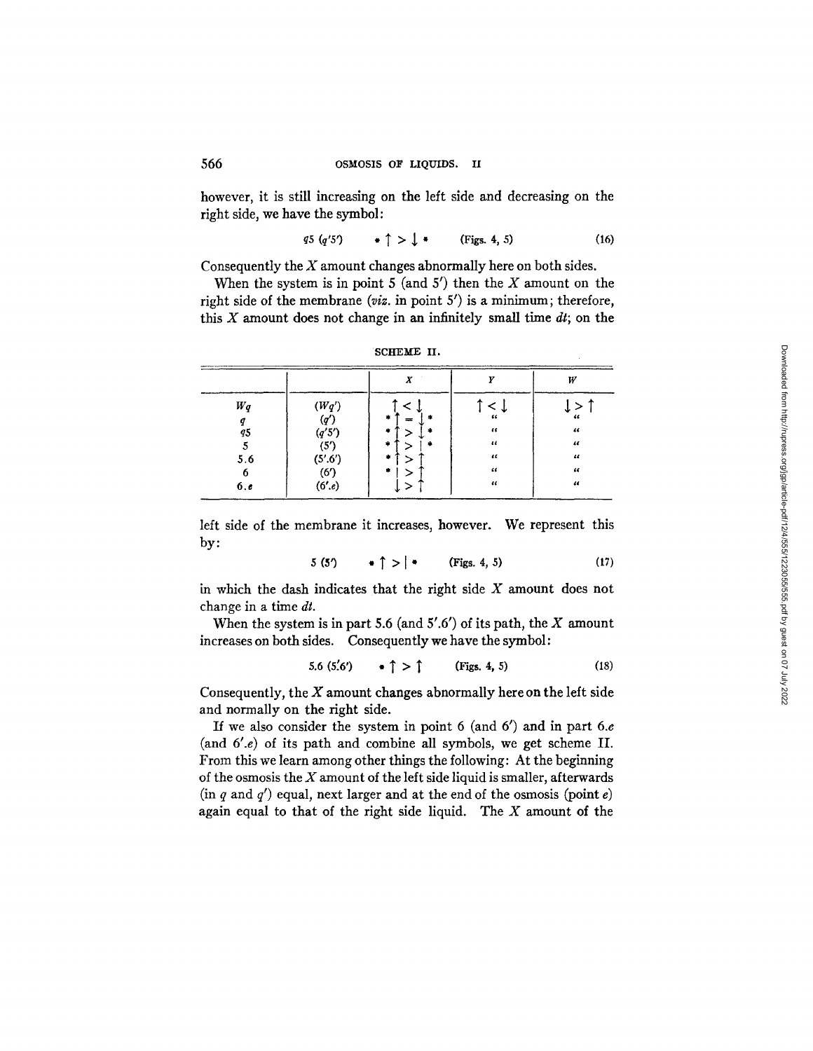however, it is still increasing on the left side and decreasing on the right side, we have the symbol:

$$q5\ (q'5') \qquad * \uparrow > \downarrow * \qquad \text{(Figs. 4, 5)} \tag{16}$$

Consequently the $X$ amount changes abnormally here on both sides.

When the system is in point 5 (and 5′) then the $X$ amount on the right side of the membrane (*viz.* in point 5′) is a minimum; therefore, this $X$ amount does not change in an infinitely small time $dt$; on the

SCHEME II.

| | | $X$ | $Y$ | $W$ |
|---|---|---|---|---|
| $Wq$ | $(Wq')$ | $\uparrow < \downarrow$ | $\uparrow < \downarrow$ | $\downarrow > \uparrow$ |
| $q$ | $(q')$ | $* \uparrow = \downarrow *$ | " | " |
| $q5$ | $(q'5')$ | $* \uparrow > \downarrow *$ | " | " |
| 5 | (5′) | $* \uparrow > \mid *$ | " | " |
| 5.6 | (5′.6′) | $* \uparrow > \uparrow$ | " | " |
| 6 | (6′) | $* \mid > \uparrow$ | " | " |
| 6.$e$ | (6′.$e$) | $\downarrow > \uparrow$ | " | " |

left side of the membrane it increases, however. We represent this by:

$$5\ (5') \qquad * \uparrow > \mid * \qquad \text{(Figs. 4, 5)} \tag{17}$$

in which the dash indicates that the right side $X$ amount does not change in a time $dt$.

When the system is in part 5.6 (and 5′.6′) of its path, the $X$ amount increases on both sides. Consequently we have the symbol:

$$5.6\ (5'.6') \qquad * \uparrow > \uparrow \qquad \text{(Figs. 4, 5)} \tag{18}$$

Consequently, the $X$ amount changes abnormally here on the left side and normally on the right side.

If we also consider the system in point 6 (and 6′) and in part 6.$e$ (and 6′.$e$) of its path and combine all symbols, we get scheme II. From this we learn among other things the following: At the beginning of the osmosis the $X$ amount of the left side liquid is smaller, afterwards (in $q$ and $q'$) equal, next larger and at the end of the osmosis (point $e$) again equal to that of the right side liquid. The $X$ amount of the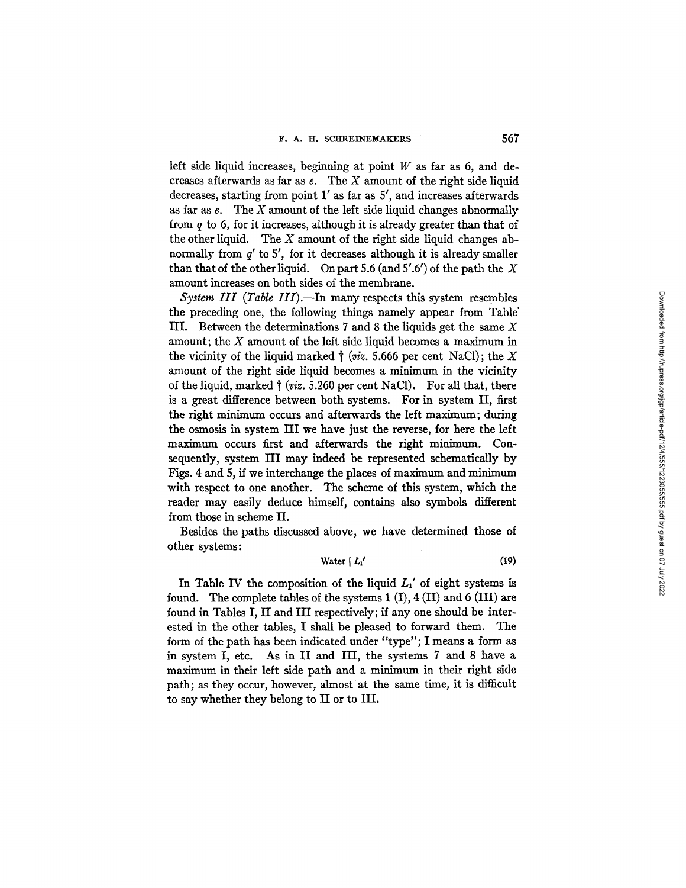left side liquid increases, beginning at point $W$ as far as 6, and decreases afterwards as far as $e$. The $X$ amount of the right side liquid decreases, starting from point 1′ as far as 5′, and increases afterwards as far as $e$. The $X$ amount of the left side liquid changes abnormally from $q$ to 6, for it increases, although it is already greater than that of the other liquid. The $X$ amount of the right side liquid changes abnormally from $q'$ to 5′, for it decreases although it is already smaller than that of the other liquid. On part 5.6 (and 5′.6′) of the path the $X$ amount increases on both sides of the membrane.

*System III (Table III).*—In many respects this system resembles the preceding one, the following things namely appear from Table III. Between the determinations 7 and 8 the liquids get the same $X$ amount; the $X$ amount of the left side liquid becomes a maximum in the vicinity of the liquid marked † (*viz.* 5.666 per cent NaCl); the $X$ amount of the right side liquid becomes a minimum in the vicinity of the liquid, marked † (*viz.* 5.260 per cent NaCl). For all that, there is a great difference between both systems. For in system II, first the right minimum occurs and afterwards the left maximum; during the osmosis in system III we have just the reverse, for here the left maximum occurs first and afterwards the right minimum. Consequently, system III may indeed be represented schematically by Figs. 4 and 5, if we interchange the places of maximum and minimum with respect to one another. The scheme of this system, which the reader may easily deduce himself, contains also symbols different from those in scheme II.

Besides the paths discussed above, we have determined those of other systems:

$$\text{Water} \mid L_1' \tag{19}$$

In Table IV the composition of the liquid $L_1'$ of eight systems is found. The complete tables of the systems 1 (I), 4 (II) and 6 (III) are found in Tables I, II and III respectively; if any one should be interested in the other tables, I shall be pleased to forward them. The form of the path has been indicated under "type"; I means a form as in system I, etc. As in II and III, the systems 7 and 8 have a maximum in their left side path and a minimum in their right side path; as they occur, however, almost at the same time, it is difficult to say whether they belong to II or to III.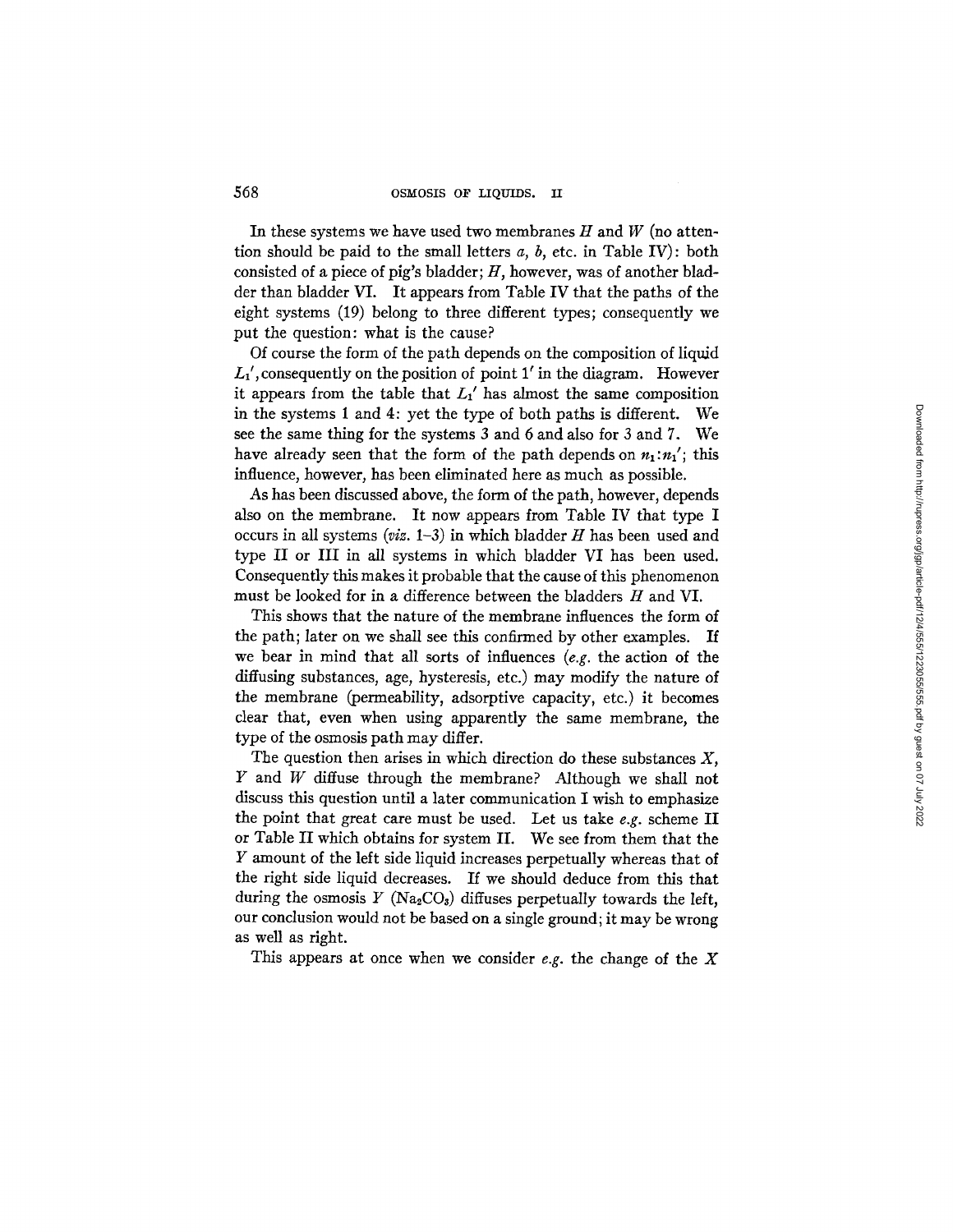In these systems we have used two membranes $H$ and $W$ (no attention should be paid to the small letters $a$, $b$, etc. in Table IV): both consisted of a piece of pig's bladder; $H$, however, was of another bladder than bladder VI. It appears from Table IV that the paths of the eight systems (19) belong to three different types; consequently we put the question: what is the cause?

Of course the form of the path depends on the composition of liquid $L_1'$, consequently on the position of point 1′ in the diagram. However it appears from the table that $L_1'$ has almost the same composition in the systems 1 and 4: yet the type of both paths is different. We see the same thing for the systems 3 and 6 and also for 3 and 7. We have already seen that the form of the path depends on $n_1 : n_1'$; this influence, however, has been eliminated here as much as possible.

As has been discussed above, the form of the path, however, depends also on the membrane. It now appears from Table IV that type I occurs in all systems (*viz.* 1–3) in which bladder $H$ has been used and type II or III in all systems in which bladder VI has been used. Consequently this makes it probable that the cause of this phenomenon must be looked for in a difference between the bladders $H$ and VI.

This shows that the nature of the membrane influences the form of the path; later on we shall see this confirmed by other examples. If we bear in mind that all sorts of influences (*e.g.* the action of the diffusing substances, age, hysteresis, etc.) may modify the nature of the membrane (permeability, adsorptive capacity, etc.) it becomes clear that, even when using apparently the same membrane, the type of the osmosis path may differ.

The question then arises in which direction do these substances $X$, $Y$ and $W$ diffuse through the membrane? Although we shall not discuss this question until a later communication I wish to emphasize the point that great care must be used. Let us take *e.g.* scheme II or Table II which obtains for system II. We see from them that the $Y$ amount of the left side liquid increases perpetually whereas that of the right side liquid decreases. If we should deduce from this that during the osmosis $Y$ ($Na_2CO_3$) diffuses perpetually towards the left, our conclusion would not be based on a single ground; it may be wrong as well as right.

This appears at once when we consider *e.g.* the change of the $X$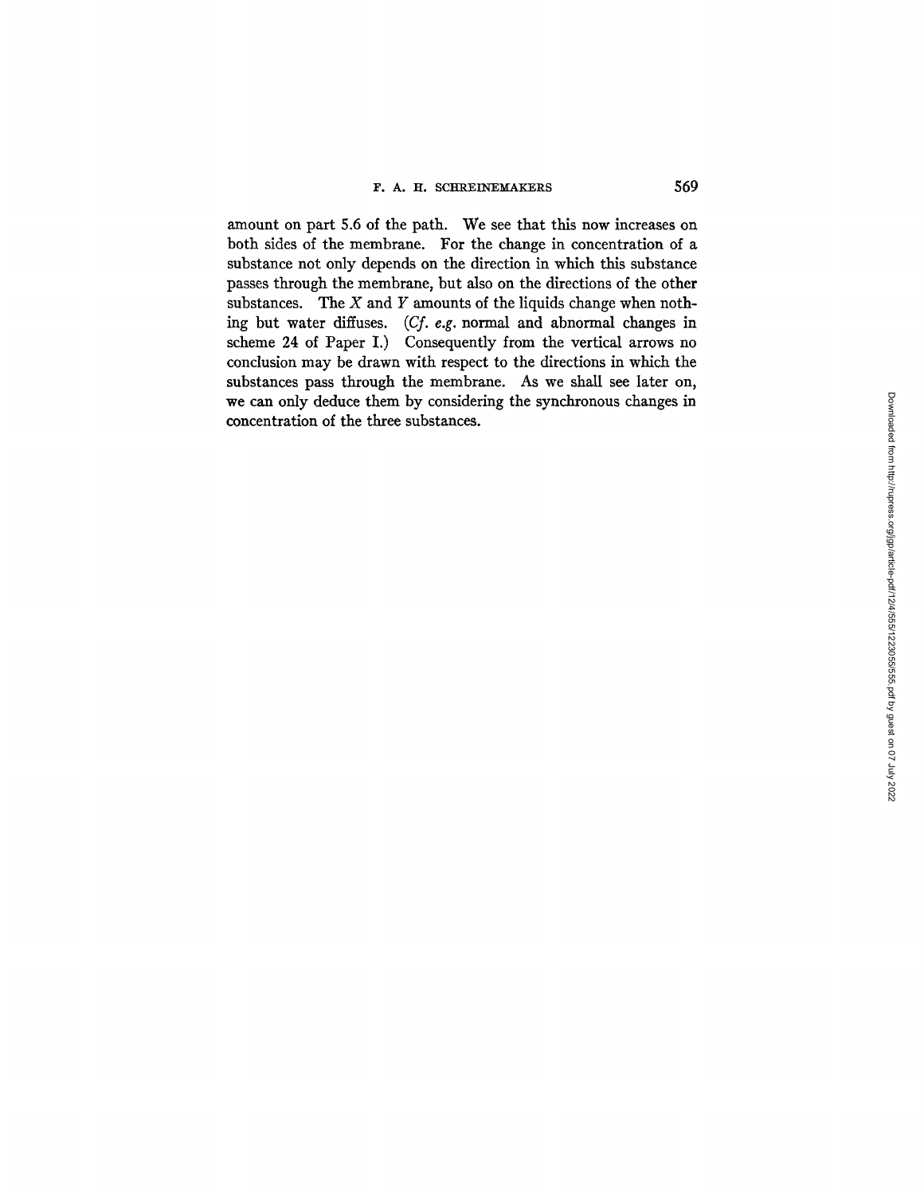amount on part 5.6 of the path. We see that this now increases on both sides of the membrane. For the change in concentration of a substance not only depends on the direction in which this substance passes through the membrane, but also on the directions of the other substances. The $X$ and $Y$ amounts of the liquids change when nothing but water diffuses. (*Cf. e.g.* normal and abnormal changes in scheme 24 of Paper I.) Consequently from the vertical arrows no conclusion may be drawn with respect to the directions in which the substances pass through the membrane. As we shall see later on, we can only deduce them by considering the synchronous changes in concentration of the three substances.